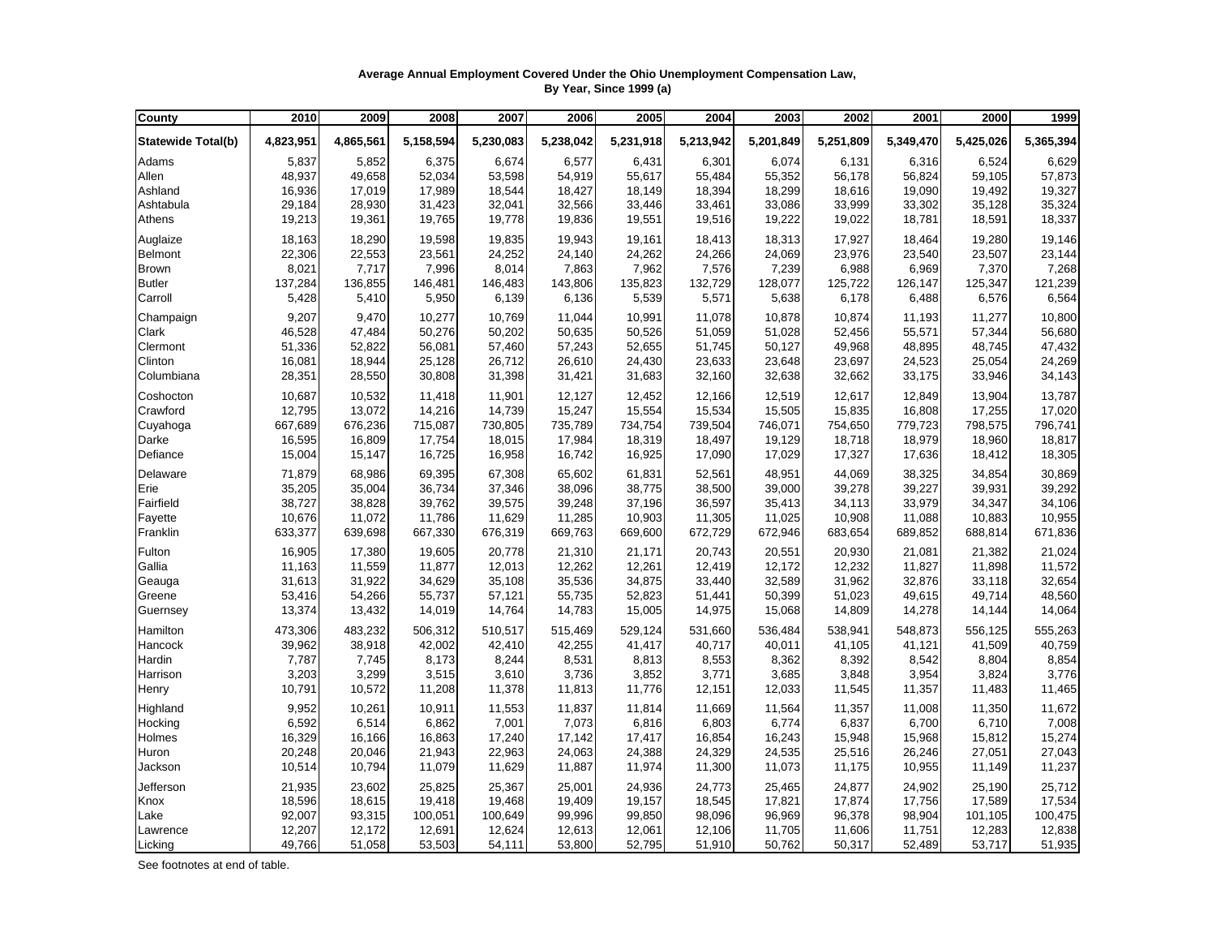**Average Annual Employment Covered Under the Ohio Unemployment Compensation Law, By Year, Since 1999 (a)**

| County | 2010 | 2009 | 2008 | 2007 | 2006 | 2005 | 2004 | 2003 | 2002 | 2001 | 2000 | 1999 |
|---|---|---|---|---|---|---|---|---|---|---|---|---|
| **Statewide Total(b)** | **4,823,951** | **4,865,561** | **5,158,594** | **5,230,083** | **5,238,042** | **5,231,918** | **5,213,942** | **5,201,849** | **5,251,809** | **5,349,470** | **5,425,026** | **5,365,394** |
| Adams | 5,837 | 5,852 | 6,375 | 6,674 | 6,577 | 6,431 | 6,301 | 6,074 | 6,131 | 6,316 | 6,524 | 6,629 |
| Allen | 48,937 | 49,658 | 52,034 | 53,598 | 54,919 | 55,617 | 55,484 | 55,352 | 56,178 | 56,824 | 59,105 | 57,873 |
| Ashland | 16,936 | 17,019 | 17,989 | 18,544 | 18,427 | 18,149 | 18,394 | 18,299 | 18,616 | 19,090 | 19,492 | 19,327 |
| Ashtabula | 29,184 | 28,930 | 31,423 | 32,041 | 32,566 | 33,446 | 33,461 | 33,086 | 33,999 | 33,302 | 35,128 | 35,324 |
| Athens | 19,213 | 19,361 | 19,765 | 19,778 | 19,836 | 19,551 | 19,516 | 19,222 | 19,022 | 18,781 | 18,591 | 18,337 |
| Auglaize | 18,163 | 18,290 | 19,598 | 19,835 | 19,943 | 19,161 | 18,413 | 18,313 | 17,927 | 18,464 | 19,280 | 19,146 |
| Belmont | 22,306 | 22,553 | 23,561 | 24,252 | 24,140 | 24,262 | 24,266 | 24,069 | 23,976 | 23,540 | 23,507 | 23,144 |
| Brown | 8,021 | 7,717 | 7,996 | 8,014 | 7,863 | 7,962 | 7,576 | 7,239 | 6,988 | 6,969 | 7,370 | 7,268 |
| Butler | 137,284 | 136,855 | 146,481 | 146,483 | 143,806 | 135,823 | 132,729 | 128,077 | 125,722 | 126,147 | 125,347 | 121,239 |
| Carroll | 5,428 | 5,410 | 5,950 | 6,139 | 6,136 | 5,539 | 5,571 | 5,638 | 6,178 | 6,488 | 6,576 | 6,564 |
| Champaign | 9,207 | 9,470 | 10,277 | 10,769 | 11,044 | 10,991 | 11,078 | 10,878 | 10,874 | 11,193 | 11,277 | 10,800 |
| Clark | 46,528 | 47,484 | 50,276 | 50,202 | 50,635 | 50,526 | 51,059 | 51,028 | 52,456 | 55,571 | 57,344 | 56,680 |
| Clermont | 51,336 | 52,822 | 56,081 | 57,460 | 57,243 | 52,655 | 51,745 | 50,127 | 49,968 | 48,895 | 48,745 | 47,432 |
| Clinton | 16,081 | 18,944 | 25,128 | 26,712 | 26,610 | 24,430 | 23,633 | 23,648 | 23,697 | 24,523 | 25,054 | 24,269 |
| Columbiana | 28,351 | 28,550 | 30,808 | 31,398 | 31,421 | 31,683 | 32,160 | 32,638 | 32,662 | 33,175 | 33,946 | 34,143 |
| Coshocton | 10,687 | 10,532 | 11,418 | 11,901 | 12,127 | 12,452 | 12,166 | 12,519 | 12,617 | 12,849 | 13,904 | 13,787 |
| Crawford | 12,795 | 13,072 | 14,216 | 14,739 | 15,247 | 15,554 | 15,534 | 15,505 | 15,835 | 16,808 | 17,255 | 17,020 |
| Cuyahoga | 667,689 | 676,236 | 715,087 | 730,805 | 735,789 | 734,754 | 739,504 | 746,071 | 754,650 | 779,723 | 798,575 | 796,741 |
| Darke | 16,595 | 16,809 | 17,754 | 18,015 | 17,984 | 18,319 | 18,497 | 19,129 | 18,718 | 18,979 | 18,960 | 18,817 |
| Defiance | 15,004 | 15,147 | 16,725 | 16,958 | 16,742 | 16,925 | 17,090 | 17,029 | 17,327 | 17,636 | 18,412 | 18,305 |
| Delaware | 71,879 | 68,986 | 69,395 | 67,308 | 65,602 | 61,831 | 52,561 | 48,951 | 44,069 | 38,325 | 34,854 | 30,869 |
| Erie | 35,205 | 35,004 | 36,734 | 37,346 | 38,096 | 38,775 | 38,500 | 39,000 | 39,278 | 39,227 | 39,931 | 39,292 |
| Fairfield | 38,727 | 38,828 | 39,762 | 39,575 | 39,248 | 37,196 | 36,597 | 35,413 | 34,113 | 33,979 | 34,347 | 34,106 |
| Fayette | 10,676 | 11,072 | 11,786 | 11,629 | 11,285 | 10,903 | 11,305 | 11,025 | 10,908 | 11,088 | 10,883 | 10,955 |
| Franklin | 633,377 | 639,698 | 667,330 | 676,319 | 669,763 | 669,600 | 672,729 | 672,946 | 683,654 | 689,852 | 688,814 | 671,836 |
| Fulton | 16,905 | 17,380 | 19,605 | 20,778 | 21,310 | 21,171 | 20,743 | 20,551 | 20,930 | 21,081 | 21,382 | 21,024 |
| Gallia | 11,163 | 11,559 | 11,877 | 12,013 | 12,262 | 12,261 | 12,419 | 12,172 | 12,232 | 11,827 | 11,898 | 11,572 |
| Geauga | 31,613 | 31,922 | 34,629 | 35,108 | 35,536 | 34,875 | 33,440 | 32,589 | 31,962 | 32,876 | 33,118 | 32,654 |
| Greene | 53,416 | 54,266 | 55,737 | 57,121 | 55,735 | 52,823 | 51,441 | 50,399 | 51,023 | 49,615 | 49,714 | 48,560 |
| Guernsey | 13,374 | 13,432 | 14,019 | 14,764 | 14,783 | 15,005 | 14,975 | 15,068 | 14,809 | 14,278 | 14,144 | 14,064 |
| Hamilton | 473,306 | 483,232 | 506,312 | 510,517 | 515,469 | 529,124 | 531,660 | 536,484 | 538,941 | 548,873 | 556,125 | 555,263 |
| Hancock | 39,962 | 38,918 | 42,002 | 42,410 | 42,255 | 41,417 | 40,717 | 40,011 | 41,105 | 41,121 | 41,509 | 40,759 |
| Hardin | 7,787 | 7,745 | 8,173 | 8,244 | 8,531 | 8,813 | 8,553 | 8,362 | 8,392 | 8,542 | 8,804 | 8,854 |
| Harrison | 3,203 | 3,299 | 3,515 | 3,610 | 3,736 | 3,852 | 3,771 | 3,685 | 3,848 | 3,954 | 3,824 | 3,776 |
| Henry | 10,791 | 10,572 | 11,208 | 11,378 | 11,813 | 11,776 | 12,151 | 12,033 | 11,545 | 11,357 | 11,483 | 11,465 |
| Highland | 9,952 | 10,261 | 10,911 | 11,553 | 11,837 | 11,814 | 11,669 | 11,564 | 11,357 | 11,008 | 11,350 | 11,672 |
| Hocking | 6,592 | 6,514 | 6,862 | 7,001 | 7,073 | 6,816 | 6,803 | 6,774 | 6,837 | 6,700 | 6,710 | 7,008 |
| Holmes | 16,329 | 16,166 | 16,863 | 17,240 | 17,142 | 17,417 | 16,854 | 16,243 | 15,948 | 15,968 | 15,812 | 15,274 |
| Huron | 20,248 | 20,046 | 21,943 | 22,963 | 24,063 | 24,388 | 24,329 | 24,535 | 25,516 | 26,246 | 27,051 | 27,043 |
| Jackson | 10,514 | 10,794 | 11,079 | 11,629 | 11,887 | 11,974 | 11,300 | 11,073 | 11,175 | 10,955 | 11,149 | 11,237 |
| Jefferson | 21,935 | 23,602 | 25,825 | 25,367 | 25,001 | 24,936 | 24,773 | 25,465 | 24,877 | 24,902 | 25,190 | 25,712 |
| Knox | 18,596 | 18,615 | 19,418 | 19,468 | 19,409 | 19,157 | 18,545 | 17,821 | 17,874 | 17,756 | 17,589 | 17,534 |
| Lake | 92,007 | 93,315 | 100,051 | 100,649 | 99,996 | 99,850 | 98,096 | 96,969 | 96,378 | 98,904 | 101,105 | 100,475 |
| Lawrence | 12,207 | 12,172 | 12,691 | 12,624 | 12,613 | 12,061 | 12,106 | 11,705 | 11,606 | 11,751 | 12,283 | 12,838 |
| Licking | 49,766 | 51,058 | 53,503 | 54,111 | 53,800 | 52,795 | 51,910 | 50,762 | 50,317 | 52,489 | 53,717 | 51,935 |

See footnotes at end of table.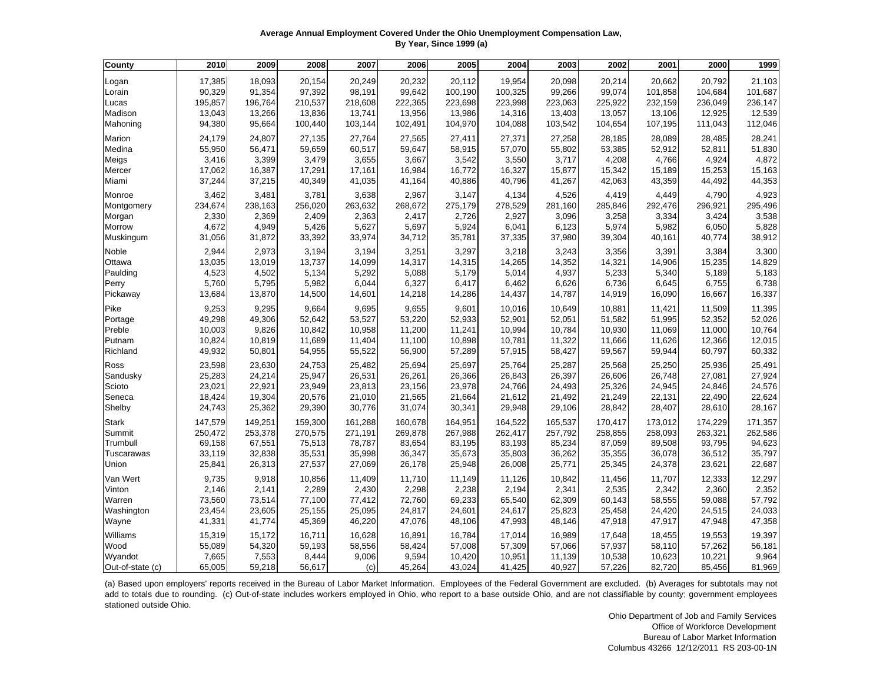**Average Annual Employment Covered Under the Ohio Unemployment Compensation Law, By Year, Since 1999 (a)**

| County | 2010 | 2009 | 2008 | 2007 | 2006 | 2005 | 2004 | 2003 | 2002 | 2001 | 2000 | 1999 |
|---|---|---|---|---|---|---|---|---|---|---|---|---|
| Logan | 17,385 | 18,093 | 20,154 | 20,249 | 20,232 | 20,112 | 19,954 | 20,098 | 20,214 | 20,662 | 20,792 | 21,103 |
| Lorain | 90,329 | 91,354 | 97,392 | 98,191 | 99,642 | 100,190 | 100,325 | 99,266 | 99,074 | 101,858 | 104,684 | 101,687 |
| Lucas | 195,857 | 196,764 | 210,537 | 218,608 | 222,365 | 223,698 | 223,998 | 223,063 | 225,922 | 232,159 | 236,049 | 236,147 |
| Madison | 13,043 | 13,266 | 13,836 | 13,741 | 13,956 | 13,986 | 14,316 | 13,403 | 13,057 | 13,106 | 12,925 | 12,539 |
| Mahoning | 94,380 | 95,664 | 100,440 | 103,144 | 102,491 | 104,970 | 104,088 | 103,542 | 104,654 | 107,195 | 111,043 | 112,046 |
| Marion | 24,179 | 24,807 | 27,135 | 27,764 | 27,565 | 27,411 | 27,371 | 27,258 | 28,185 | 28,089 | 28,485 | 28,241 |
| Medina | 55,950 | 56,471 | 59,659 | 60,517 | 59,647 | 58,915 | 57,070 | 55,802 | 53,385 | 52,912 | 52,811 | 51,830 |
| Meigs | 3,416 | 3,399 | 3,479 | 3,655 | 3,667 | 3,542 | 3,550 | 3,717 | 4,208 | 4,766 | 4,924 | 4,872 |
| Mercer | 17,062 | 16,387 | 17,291 | 17,161 | 16,984 | 16,772 | 16,327 | 15,877 | 15,342 | 15,189 | 15,253 | 15,163 |
| Miami | 37,244 | 37,215 | 40,349 | 41,035 | 41,164 | 40,886 | 40,796 | 41,267 | 42,063 | 43,359 | 44,492 | 44,353 |
| Monroe | 3,462 | 3,481 | 3,781 | 3,638 | 2,967 | 3,147 | 4,134 | 4,526 | 4,419 | 4,449 | 4,790 | 4,923 |
| Montgomery | 234,674 | 238,163 | 256,020 | 263,632 | 268,672 | 275,179 | 278,529 | 281,160 | 285,846 | 292,476 | 296,921 | 295,496 |
| Morgan | 2,330 | 2,369 | 2,409 | 2,363 | 2,417 | 2,726 | 2,927 | 3,096 | 3,258 | 3,334 | 3,424 | 3,538 |
| Morrow | 4,672 | 4,949 | 5,426 | 5,627 | 5,697 | 5,924 | 6,041 | 6,123 | 5,974 | 5,982 | 6,050 | 5,828 |
| Muskingum | 31,056 | 31,872 | 33,392 | 33,974 | 34,712 | 35,781 | 37,335 | 37,980 | 39,304 | 40,161 | 40,774 | 38,912 |
| Noble | 2,944 | 2,973 | 3,194 | 3,194 | 3,251 | 3,297 | 3,218 | 3,243 | 3,356 | 3,391 | 3,384 | 3,300 |
| Ottawa | 13,035 | 13,019 | 13,737 | 14,099 | 14,317 | 14,315 | 14,265 | 14,352 | 14,321 | 14,906 | 15,235 | 14,829 |
| Paulding | 4,523 | 4,502 | 5,134 | 5,292 | 5,088 | 5,179 | 5,014 | 4,937 | 5,233 | 5,340 | 5,189 | 5,183 |
| Perry | 5,760 | 5,795 | 5,982 | 6,044 | 6,327 | 6,417 | 6,462 | 6,626 | 6,736 | 6,645 | 6,755 | 6,738 |
| Pickaway | 13,684 | 13,870 | 14,500 | 14,601 | 14,218 | 14,286 | 14,437 | 14,787 | 14,919 | 16,090 | 16,667 | 16,337 |
| Pike | 9,253 | 9,295 | 9,664 | 9,695 | 9,655 | 9,601 | 10,016 | 10,649 | 10,881 | 11,421 | 11,509 | 11,395 |
| Portage | 49,298 | 49,306 | 52,642 | 53,527 | 53,220 | 52,933 | 52,901 | 52,051 | 51,582 | 51,995 | 52,352 | 52,026 |
| Preble | 10,003 | 9,826 | 10,842 | 10,958 | 11,200 | 11,241 | 10,994 | 10,784 | 10,930 | 11,069 | 11,000 | 10,764 |
| Putnam | 10,824 | 10,819 | 11,689 | 11,404 | 11,100 | 10,898 | 10,781 | 11,322 | 11,666 | 11,626 | 12,366 | 12,015 |
| Richland | 49,932 | 50,801 | 54,955 | 55,522 | 56,900 | 57,289 | 57,915 | 58,427 | 59,567 | 59,944 | 60,797 | 60,332 |
| Ross | 23,598 | 23,630 | 24,753 | 25,482 | 25,694 | 25,697 | 25,764 | 25,287 | 25,568 | 25,250 | 25,936 | 25,491 |
| Sandusky | 25,283 | 24,214 | 25,947 | 26,531 | 26,261 | 26,366 | 26,843 | 26,397 | 26,606 | 26,748 | 27,081 | 27,924 |
| Scioto | 23,021 | 22,921 | 23,949 | 23,813 | 23,156 | 23,978 | 24,766 | 24,493 | 25,326 | 24,945 | 24,846 | 24,576 |
| Seneca | 18,424 | 19,304 | 20,576 | 21,010 | 21,565 | 21,664 | 21,612 | 21,492 | 21,249 | 22,131 | 22,490 | 22,624 |
| Shelby | 24,743 | 25,362 | 29,390 | 30,776 | 31,074 | 30,341 | 29,948 | 29,106 | 28,842 | 28,407 | 28,610 | 28,167 |
| Stark | 147,579 | 149,251 | 159,300 | 161,288 | 160,678 | 164,951 | 164,522 | 165,537 | 170,417 | 173,012 | 174,229 | 171,357 |
| Summit | 250,472 | 253,378 | 270,575 | 271,191 | 269,878 | 267,988 | 262,417 | 257,792 | 258,855 | 258,093 | 263,321 | 262,586 |
| Trumbull | 69,158 | 67,551 | 75,513 | 78,787 | 83,654 | 83,195 | 83,193 | 85,234 | 87,059 | 89,508 | 93,795 | 94,623 |
| Tuscarawas | 33,119 | 32,838 | 35,531 | 35,998 | 36,347 | 35,673 | 35,803 | 36,262 | 35,355 | 36,078 | 36,512 | 35,797 |
| Union | 25,841 | 26,313 | 27,537 | 27,069 | 26,178 | 25,948 | 26,008 | 25,771 | 25,345 | 24,378 | 23,621 | 22,687 |
| Van Wert | 9,735 | 9,918 | 10,856 | 11,409 | 11,710 | 11,149 | 11,126 | 10,842 | 11,456 | 11,707 | 12,333 | 12,297 |
| Vinton | 2,146 | 2,141 | 2,289 | 2,430 | 2,298 | 2,238 | 2,194 | 2,341 | 2,535 | 2,342 | 2,360 | 2,352 |
| Warren | 73,560 | 73,514 | 77,100 | 77,412 | 72,760 | 69,233 | 65,540 | 62,309 | 60,143 | 58,555 | 59,088 | 57,792 |
| Washington | 23,454 | 23,605 | 25,155 | 25,095 | 24,817 | 24,601 | 24,617 | 25,823 | 25,458 | 24,420 | 24,515 | 24,033 |
| Wayne | 41,331 | 41,774 | 45,369 | 46,220 | 47,076 | 48,106 | 47,993 | 48,146 | 47,918 | 47,917 | 47,948 | 47,358 |
| Williams | 15,319 | 15,172 | 16,711 | 16,628 | 16,891 | 16,784 | 17,014 | 16,989 | 17,648 | 18,455 | 19,553 | 19,397 |
| Wood | 55,089 | 54,320 | 59,193 | 58,556 | 58,424 | 57,008 | 57,309 | 57,066 | 57,937 | 58,110 | 57,262 | 56,181 |
| Wyandot | 7,665 | 7,553 | 8,444 | 9,006 | 9,594 | 10,420 | 10,951 | 11,139 | 10,538 | 10,623 | 10,221 | 9,964 |
| Out-of-state (c) | 65,005 | 59,218 | 56,617 | (c) | 45,264 | 43,024 | 41,425 | 40,927 | 57,226 | 82,720 | 85,456 | 81,969 |

(a) Based upon employers' reports received in the Bureau of Labor Market Information. Employees of the Federal Government are excluded. (b) Averages for subtotals may not add to totals due to rounding. (c) Out-of-state includes workers employed in Ohio, who report to a base outside Ohio, and are not classifiable by county; government employees stationed outside Ohio.

Ohio Department of Job and Family Services
Office of Workforce Development
Bureau of Labor Market Information
Columbus 43266 12/12/2011 RS 203-00-1N